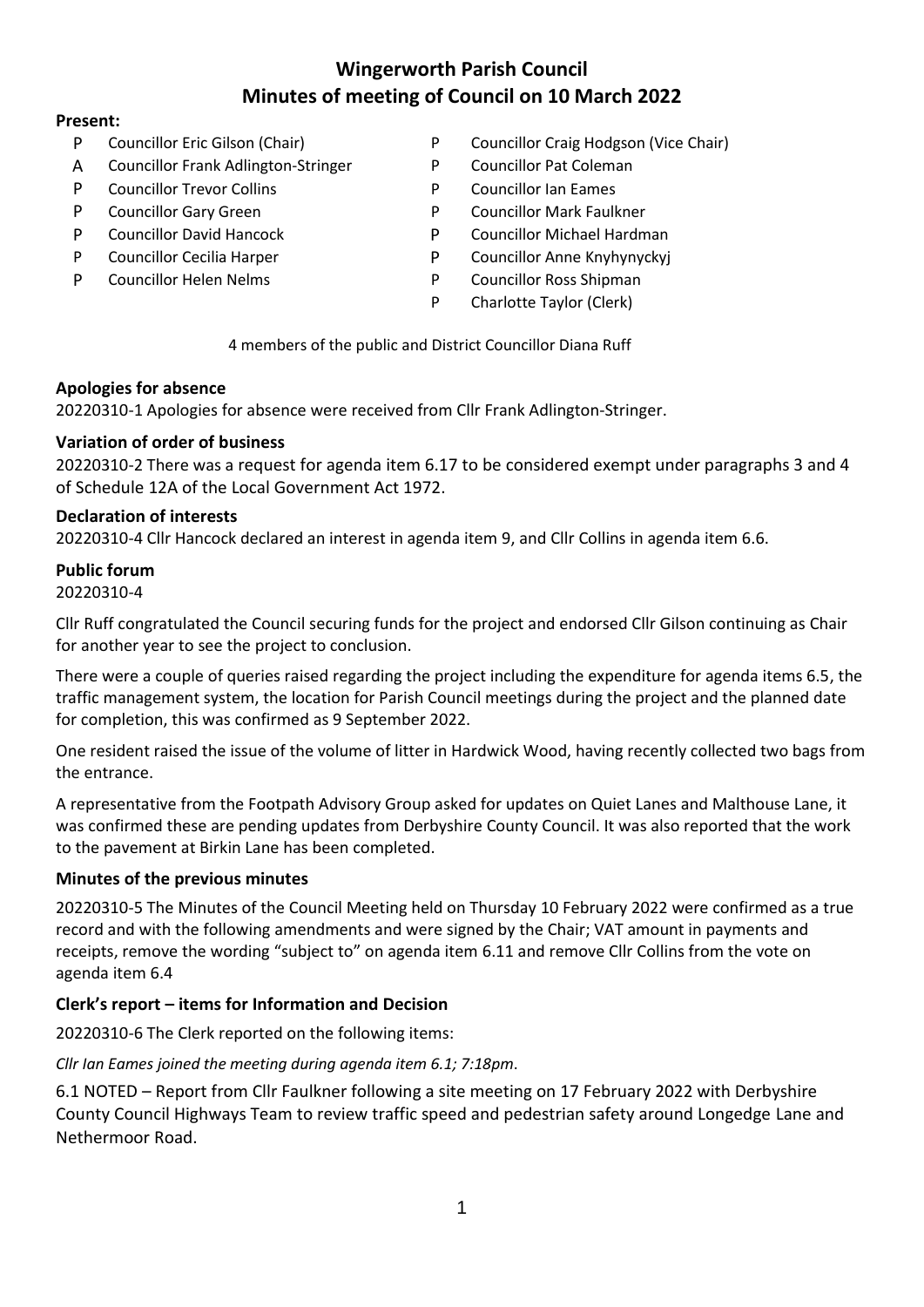# Wingerworth Parish Council
## Minutes of meeting of Council on 10 March 2022

**Present:**

| | | | |
|---|---|---|---|
| P | Councillor Eric Gilson (Chair) | P | Councillor Craig Hodgson (Vice Chair) |
| A | Councillor Frank Adlington-Stringer | P | Councillor Pat Coleman |
| P | Councillor Trevor Collins | P | Councillor Ian Eames |
| P | Councillor Gary Green | P | Councillor Mark Faulkner |
| P | Councillor David Hancock | P | Councillor Michael Hardman |
| P | Councillor Cecilia Harper | P | Councillor Anne Knyhynyckyj |
| P | Councillor Helen Nelms | P | Councillor Ross Shipman |
| | | P | Charlotte Taylor (Clerk) |

4 members of the public and District Councillor Diana Ruff

**Apologies for absence**

20220310-1 Apologies for absence were received from Cllr Frank Adlington-Stringer.

**Variation of order of business**

20220310-2 There was a request for agenda item 6.17 to be considered exempt under paragraphs 3 and 4 of Schedule 12A of the Local Government Act 1972.

**Declaration of interests**

20220310-4 Cllr Hancock declared an interest in agenda item 9, and Cllr Collins in agenda item 6.6.

**Public forum**

20220310-4

Cllr Ruff congratulated the Council securing funds for the project and endorsed Cllr Gilson continuing as Chair for another year to see the project to conclusion.

There were a couple of queries raised regarding the project including the expenditure for agenda items 6.5, the traffic management system, the location for Parish Council meetings during the project and the planned date for completion, this was confirmed as 9 September 2022.

One resident raised the issue of the volume of litter in Hardwick Wood, having recently collected two bags from the entrance.

A representative from the Footpath Advisory Group asked for updates on Quiet Lanes and Malthouse Lane, it was confirmed these are pending updates from Derbyshire County Council. It was also reported that the work to the pavement at Birkin Lane has been completed.

**Minutes of the previous minutes**

20220310-5 The Minutes of the Council Meeting held on Thursday 10 February 2022 were confirmed as a true record and with the following amendments and were signed by the Chair; VAT amount in payments and receipts, remove the wording "subject to" on agenda item 6.11 and remove Cllr Collins from the vote on agenda item 6.4

**Clerk's report – items for Information and Decision**

20220310-6 The Clerk reported on the following items:

*Cllr Ian Eames joined the meeting during agenda item 6.1; 7:18pm*.

6.1 NOTED – Report from Cllr Faulkner following a site meeting on 17 February 2022 with Derbyshire County Council Highways Team to review traffic speed and pedestrian safety around Longedge Lane and Nethermoor Road.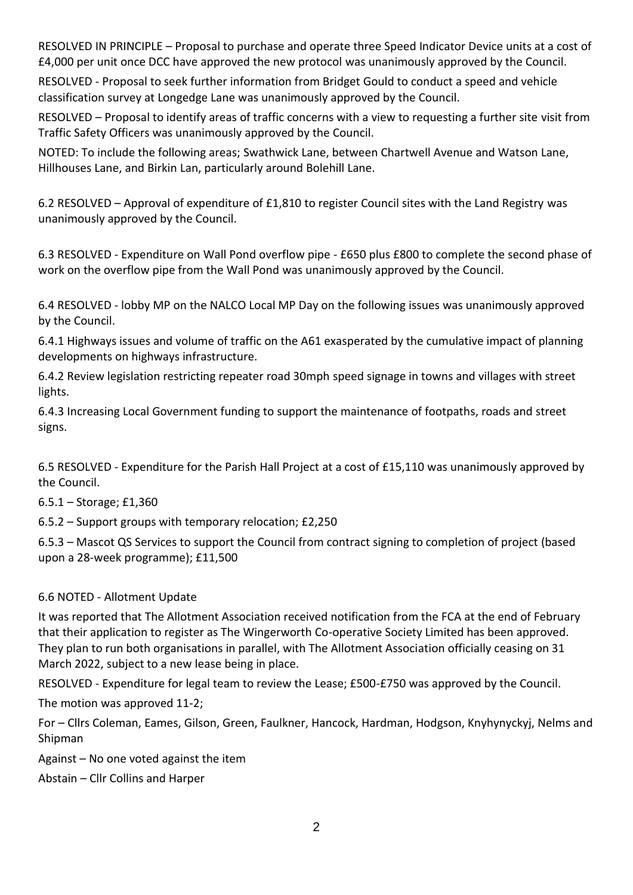RESOLVED IN PRINCIPLE – Proposal to purchase and operate three Speed Indicator Device units at a cost of £4,000 per unit once DCC have approved the new protocol was unanimously approved by the Council.

RESOLVED - Proposal to seek further information from Bridget Gould to conduct a speed and vehicle classification survey at Longedge Lane was unanimously approved by the Council.

RESOLVED – Proposal to identify areas of traffic concerns with a view to requesting a further site visit from Traffic Safety Officers was unanimously approved by the Council.

NOTED: To include the following areas; Swathwick Lane, between Chartwell Avenue and Watson Lane, Hillhouses Lane, and Birkin Lan, particularly around Bolehill Lane.

6.2 RESOLVED – Approval of expenditure of £1,810 to register Council sites with the Land Registry was unanimously approved by the Council.

6.3 RESOLVED - Expenditure on Wall Pond overflow pipe - £650 plus £800 to complete the second phase of work on the overflow pipe from the Wall Pond was unanimously approved by the Council.

6.4 RESOLVED - lobby MP on the NALCO Local MP Day on the following issues was unanimously approved by the Council.

6.4.1 Highways issues and volume of traffic on the A61 exasperated by the cumulative impact of planning developments on highways infrastructure.

6.4.2 Review legislation restricting repeater road 30mph speed signage in towns and villages with street lights.

6.4.3 Increasing Local Government funding to support the maintenance of footpaths, roads and street signs.

6.5 RESOLVED - Expenditure for the Parish Hall Project at a cost of £15,110 was unanimously approved by the Council.

6.5.1 – Storage; £1,360

6.5.2 – Support groups with temporary relocation; £2,250

6.5.3 – Mascot QS Services to support the Council from contract signing to completion of project (based upon a 28-week programme); £11,500

6.6 NOTED - Allotment Update

It was reported that The Allotment Association received notification from the FCA at the end of February that their application to register as The Wingerworth Co-operative Society Limited has been approved. They plan to run both organisations in parallel, with The Allotment Association officially ceasing on 31 March 2022, subject to a new lease being in place.

RESOLVED - Expenditure for legal team to review the Lease; £500-£750 was approved by the Council.

The motion was approved 11-2;

For – Cllrs Coleman, Eames, Gilson, Green, Faulkner, Hancock, Hardman, Hodgson, Knyhynyckyj, Nelms and Shipman

Against – No one voted against the item

Abstain – Cllr Collins and Harper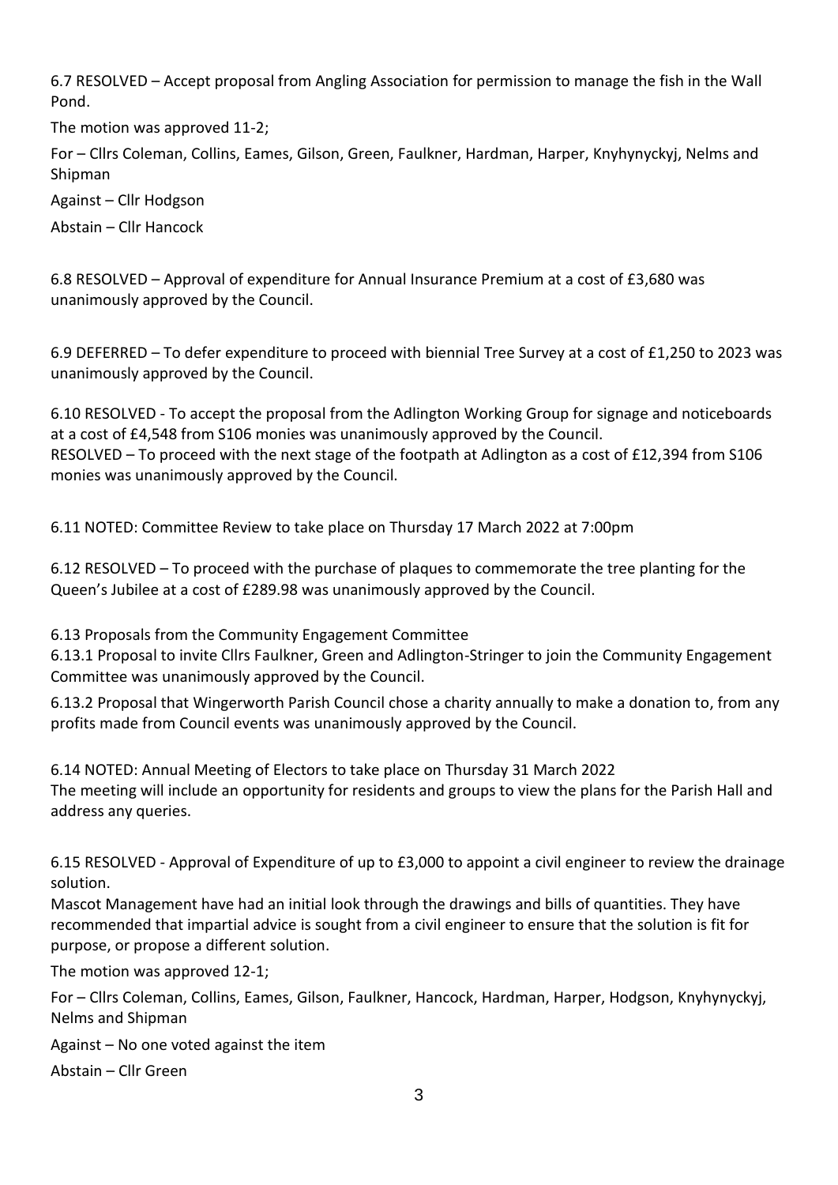6.7 RESOLVED – Accept proposal from Angling Association for permission to manage the fish in the Wall Pond.

The motion was approved 11-2;

For – Cllrs Coleman, Collins, Eames, Gilson, Green, Faulkner, Hardman, Harper, Knyhynyckyj, Nelms and Shipman

Against – Cllr Hodgson

Abstain – Cllr Hancock

6.8 RESOLVED – Approval of expenditure for Annual Insurance Premium at a cost of £3,680 was unanimously approved by the Council.

6.9 DEFERRED – To defer expenditure to proceed with biennial Tree Survey at a cost of £1,250 to 2023 was unanimously approved by the Council.

6.10 RESOLVED - To accept the proposal from the Adlington Working Group for signage and noticeboards at a cost of £4,548 from S106 monies was unanimously approved by the Council.
RESOLVED – To proceed with the next stage of the footpath at Adlington as a cost of £12,394 from S106 monies was unanimously approved by the Council.

6.11 NOTED: Committee Review to take place on Thursday 17 March 2022 at 7:00pm

6.12 RESOLVED – To proceed with the purchase of plaques to commemorate the tree planting for the Queen's Jubilee at a cost of £289.98 was unanimously approved by the Council.

6.13 Proposals from the Community Engagement Committee
6.13.1 Proposal to invite Cllrs Faulkner, Green and Adlington-Stringer to join the Community Engagement Committee was unanimously approved by the Council.

6.13.2 Proposal that Wingerworth Parish Council chose a charity annually to make a donation to, from any profits made from Council events was unanimously approved by the Council.

6.14 NOTED: Annual Meeting of Electors to take place on Thursday 31 March 2022
The meeting will include an opportunity for residents and groups to view the plans for the Parish Hall and address any queries.

6.15 RESOLVED - Approval of Expenditure of up to £3,000 to appoint a civil engineer to review the drainage solution.
Mascot Management have had an initial look through the drawings and bills of quantities. They have recommended that impartial advice is sought from a civil engineer to ensure that the solution is fit for purpose, or propose a different solution.

The motion was approved 12-1;

For – Cllrs Coleman, Collins, Eames, Gilson, Faulkner, Hancock, Hardman, Harper, Hodgson, Knyhynyckyj, Nelms and Shipman

Against – No one voted against the item

Abstain – Cllr Green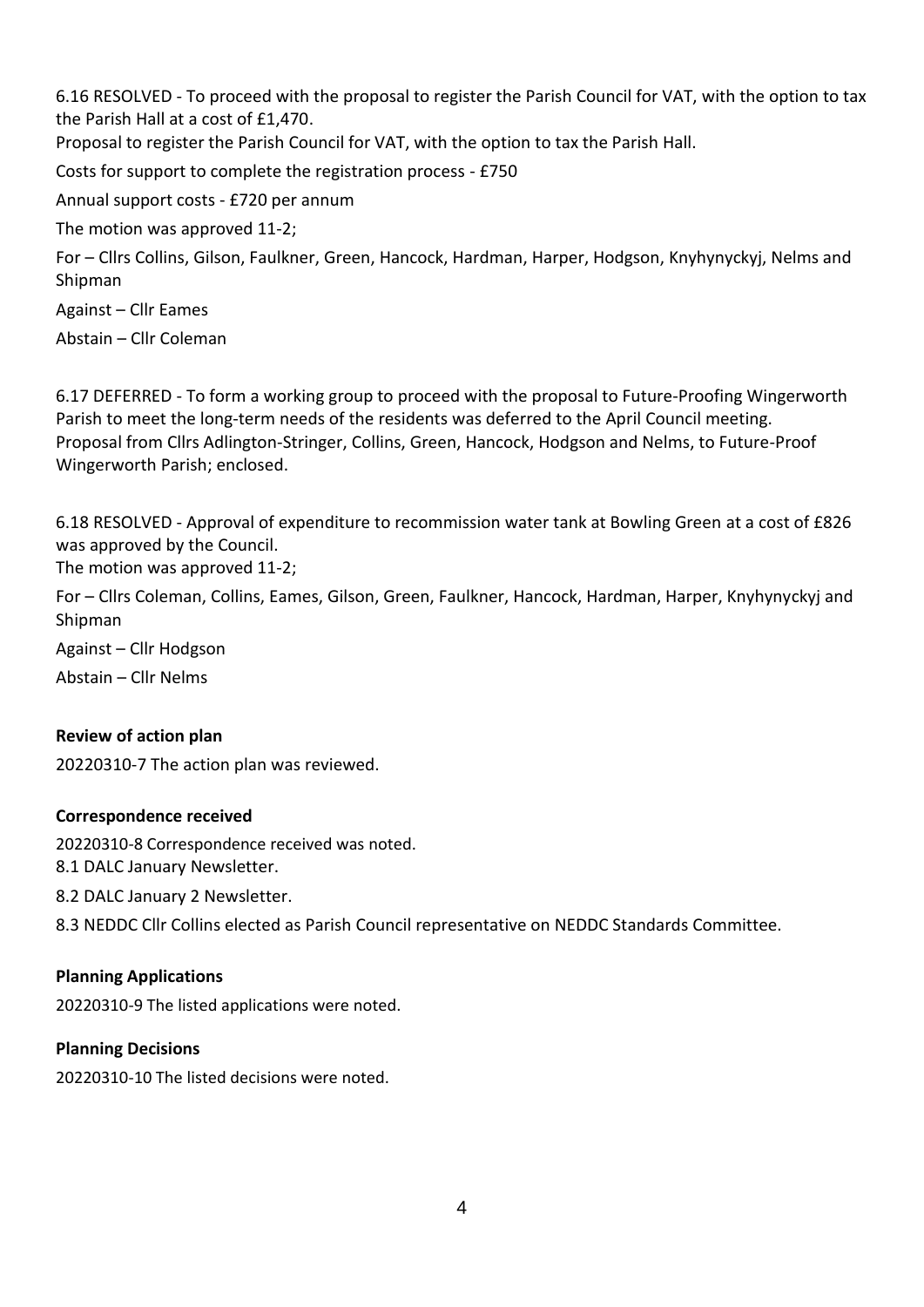6.16 RESOLVED - To proceed with the proposal to register the Parish Council for VAT, with the option to tax the Parish Hall at a cost of £1,470.

Proposal to register the Parish Council for VAT, with the option to tax the Parish Hall.

Costs for support to complete the registration process - £750

Annual support costs - £720 per annum

The motion was approved 11-2;

For – Cllrs Collins, Gilson, Faulkner, Green, Hancock, Hardman, Harper, Hodgson, Knyhynyckyj, Nelms and Shipman

Against – Cllr Eames

Abstain – Cllr Coleman

6.17 DEFERRED - To form a working group to proceed with the proposal to Future-Proofing Wingerworth Parish to meet the long-term needs of the residents was deferred to the April Council meeting. Proposal from Cllrs Adlington-Stringer, Collins, Green, Hancock, Hodgson and Nelms, to Future-Proof Wingerworth Parish; enclosed.

6.18 RESOLVED - Approval of expenditure to recommission water tank at Bowling Green at a cost of £826 was approved by the Council.

The motion was approved 11-2;

For – Cllrs Coleman, Collins, Eames, Gilson, Green, Faulkner, Hancock, Hardman, Harper, Knyhynyckyj and Shipman

Against – Cllr Hodgson

Abstain – Cllr Nelms

**Review of action plan**

20220310-7 The action plan was reviewed.

**Correspondence received**

20220310-8 Correspondence received was noted.

8.1 DALC January Newsletter.

8.2 DALC January 2 Newsletter.

8.3 NEDDC Cllr Collins elected as Parish Council representative on NEDDC Standards Committee.

**Planning Applications**

20220310-9 The listed applications were noted.

**Planning Decisions**

20220310-10 The listed decisions were noted.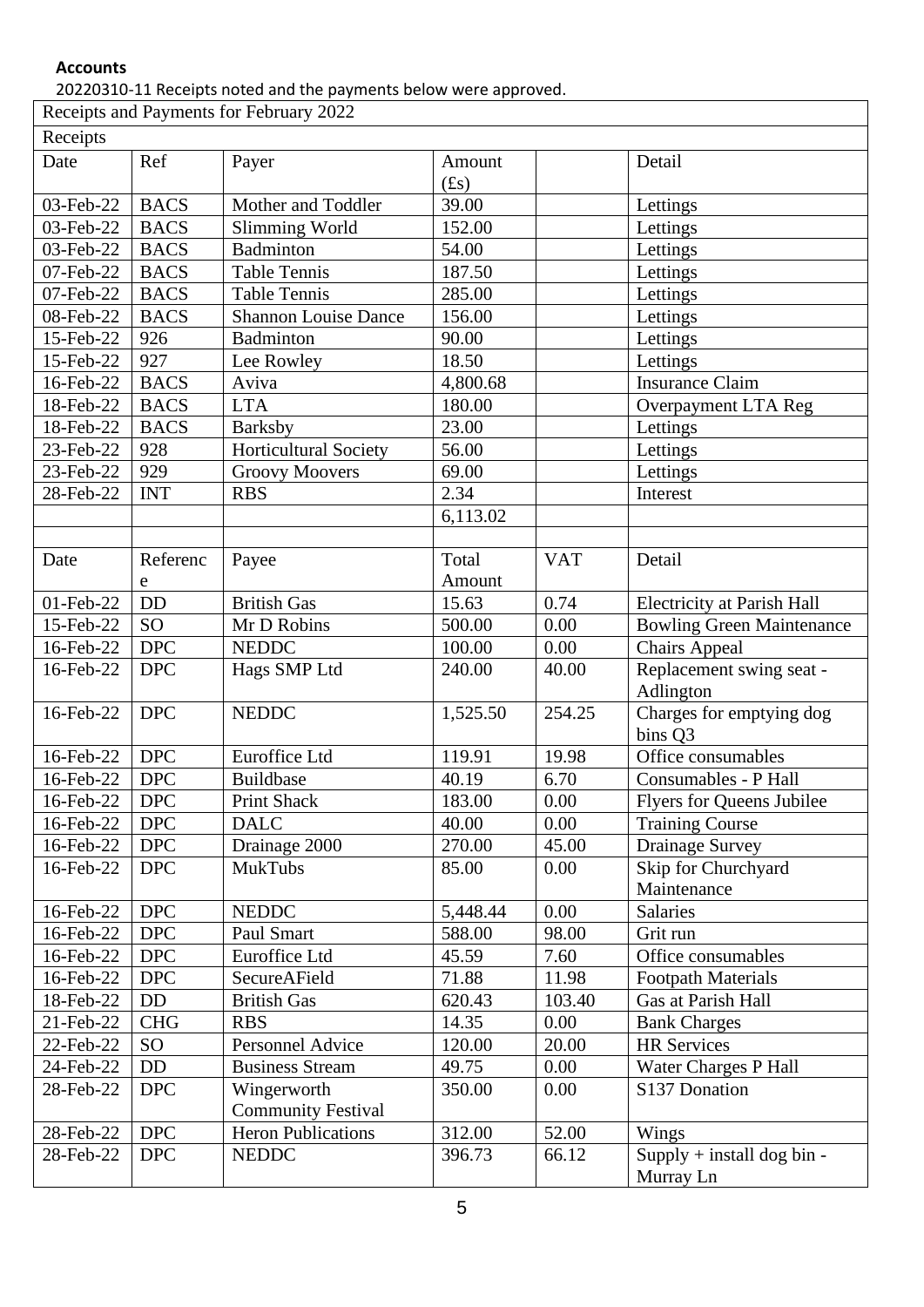**Accounts**

20220310-11 Receipts noted and the payments below were approved.

| Receipts and Payments for February 2022 | | | | | |
|---|---|---|---|---|---|
| Receipts | | | | | |
| Date | Ref | Payer | Amount (£s) | | Detail |
| 03-Feb-22 | BACS | Mother and Toddler | 39.00 | | Lettings |
| 03-Feb-22 | BACS | Slimming World | 152.00 | | Lettings |
| 03-Feb-22 | BACS | Badminton | 54.00 | | Lettings |
| 07-Feb-22 | BACS | Table Tennis | 187.50 | | Lettings |
| 07-Feb-22 | BACS | Table Tennis | 285.00 | | Lettings |
| 08-Feb-22 | BACS | Shannon Louise Dance | 156.00 | | Lettings |
| 15-Feb-22 | 926 | Badminton | 90.00 | | Lettings |
| 15-Feb-22 | 927 | Lee Rowley | 18.50 | | Lettings |
| 16-Feb-22 | BACS | Aviva | 4,800.68 | | Insurance Claim |
| 18-Feb-22 | BACS | LTA | 180.00 | | Overpayment LTA Reg |
| 18-Feb-22 | BACS | Barksby | 23.00 | | Lettings |
| 23-Feb-22 | 928 | Horticultural Society | 56.00 | | Lettings |
| 23-Feb-22 | 929 | Groovy Moovers | 69.00 | | Lettings |
| 28-Feb-22 | INT | RBS | 2.34 | | Interest |
| | | | 6,113.02 | | |
| | | | | | |
| Date | Reference | Payee | Total Amount | VAT | Detail |
| 01-Feb-22 | DD | British Gas | 15.63 | 0.74 | Electricity at Parish Hall |
| 15-Feb-22 | SO | Mr D Robins | 500.00 | 0.00 | Bowling Green Maintenance |
| 16-Feb-22 | DPC | NEDDC | 100.00 | 0.00 | Chairs Appeal |
| 16-Feb-22 | DPC | Hags SMP Ltd | 240.00 | 40.00 | Replacement swing seat - Adlington |
| 16-Feb-22 | DPC | NEDDC | 1,525.50 | 254.25 | Charges for emptying dog bins Q3 |
| 16-Feb-22 | DPC | Euroffice Ltd | 119.91 | 19.98 | Office consumables |
| 16-Feb-22 | DPC | Buildbase | 40.19 | 6.70 | Consumables - P Hall |
| 16-Feb-22 | DPC | Print Shack | 183.00 | 0.00 | Flyers for Queens Jubilee |
| 16-Feb-22 | DPC | DALC | 40.00 | 0.00 | Training Course |
| 16-Feb-22 | DPC | Drainage 2000 | 270.00 | 45.00 | Drainage Survey |
| 16-Feb-22 | DPC | MukTubs | 85.00 | 0.00 | Skip for Churchyard Maintenance |
| 16-Feb-22 | DPC | NEDDC | 5,448.44 | 0.00 | Salaries |
| 16-Feb-22 | DPC | Paul Smart | 588.00 | 98.00 | Grit run |
| 16-Feb-22 | DPC | Euroffice Ltd | 45.59 | 7.60 | Office consumables |
| 16-Feb-22 | DPC | SecureAField | 71.88 | 11.98 | Footpath Materials |
| 18-Feb-22 | DD | British Gas | 620.43 | 103.40 | Gas at Parish Hall |
| 21-Feb-22 | CHG | RBS | 14.35 | 0.00 | Bank Charges |
| 22-Feb-22 | SO | Personnel Advice | 120.00 | 20.00 | HR Services |
| 24-Feb-22 | DD | Business Stream | 49.75 | 0.00 | Water Charges P Hall |
| 28-Feb-22 | DPC | Wingerworth Community Festival | 350.00 | 0.00 | S137 Donation |
| 28-Feb-22 | DPC | Heron Publications | 312.00 | 52.00 | Wings |
| 28-Feb-22 | DPC | NEDDC | 396.73 | 66.12 | Supply + install dog bin - Murray Ln |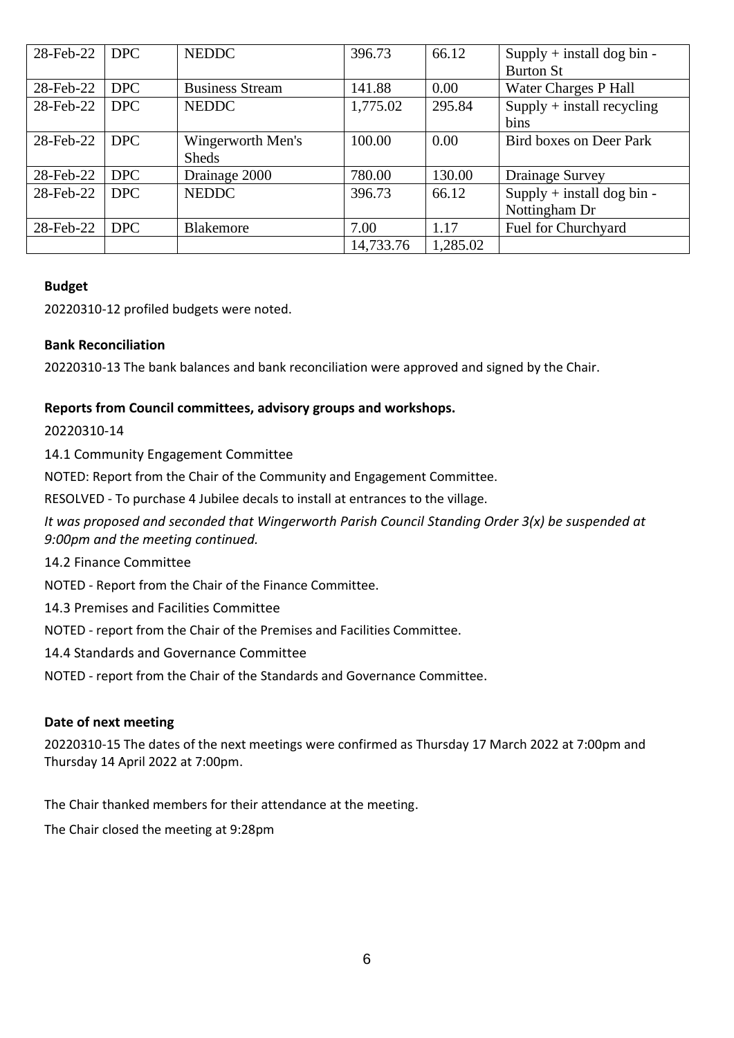| | | | | | |
|---|---|---|---|---|---|
| 28-Feb-22 | DPC | NEDDC | 396.73 | 66.12 | Supply + install dog bin - Burton St |
| 28-Feb-22 | DPC | Business Stream | 141.88 | 0.00 | Water Charges P Hall |
| 28-Feb-22 | DPC | NEDDC | 1,775.02 | 295.84 | Supply + install recycling bins |
| 28-Feb-22 | DPC | Wingerworth Men's Sheds | 100.00 | 0.00 | Bird boxes on Deer Park |
| 28-Feb-22 | DPC | Drainage 2000 | 780.00 | 130.00 | Drainage Survey |
| 28-Feb-22 | DPC | NEDDC | 396.73 | 66.12 | Supply + install dog bin - Nottingham Dr |
| 28-Feb-22 | DPC | Blakemore | 7.00 | 1.17 | Fuel for Churchyard |
| | | | 14,733.76 | 1,285.02 | |

**Budget**

20220310-12 profiled budgets were noted.

**Bank Reconciliation**

20220310-13 The bank balances and bank reconciliation were approved and signed by the Chair.

**Reports from Council committees, advisory groups and workshops.**

20220310-14

14.1 Community Engagement Committee

NOTED: Report from the Chair of the Community and Engagement Committee.

RESOLVED - To purchase 4 Jubilee decals to install at entrances to the village.

*It was proposed and seconded that Wingerworth Parish Council Standing Order 3(x) be suspended at 9:00pm and the meeting continued.*

14.2 Finance Committee

NOTED - Report from the Chair of the Finance Committee.

14.3 Premises and Facilities Committee

NOTED - report from the Chair of the Premises and Facilities Committee.

14.4 Standards and Governance Committee

NOTED - report from the Chair of the Standards and Governance Committee.

**Date of next meeting**

20220310-15 The dates of the next meetings were confirmed as Thursday 17 March 2022 at 7:00pm and Thursday 14 April 2022 at 7:00pm.

The Chair thanked members for their attendance at the meeting.

The Chair closed the meeting at 9:28pm